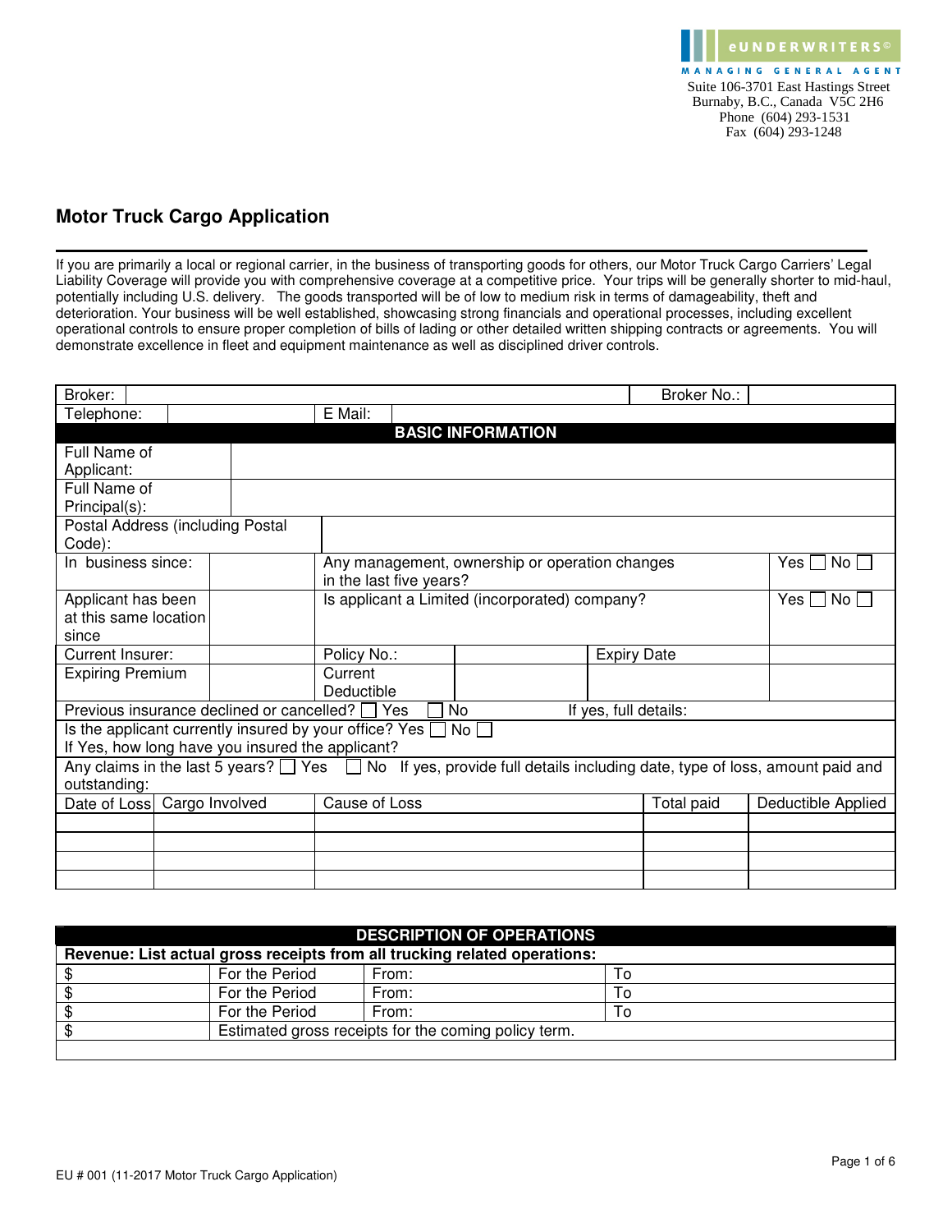eUNDERWRITERS©
MANAGING GENERAL AGENT
Suite 106-3701 East Hastings Street
Burnaby, B.C., Canada V5C 2H6
Phone (604) 293-1531
Fax (604) 293-1248

# Motor Truck Cargo Application

If you are primarily a local or regional carrier, in the business of transporting goods for others, our Motor Truck Cargo Carriers' Legal Liability Coverage will provide you with comprehensive coverage at a competitive price. Your trips will be generally shorter to mid-haul, potentially including U.S. delivery. The goods transported will be of low to medium risk in terms of damageability, theft and deterioration. Your business will be well established, showcasing strong financials and operational processes, including excellent operational controls to ensure proper completion of bills of lading or other detailed written shipping contracts or agreements. You will demonstrate excellence in fleet and equipment maintenance as well as disciplined driver controls.

| Broker: | | Broker No.: | |
|---|---|---|---|
| Telephone: | | E Mail: | |

## BASIC INFORMATION

| | |
|---|---|
| Full Name of Applicant: | |
| Full Name of Principal(s): | |
| Postal Address (including Postal Code): | |

| | | | |
|---|---|---|---|
| In business since: | | Any management, ownership or operation changes in the last five years? | Yes ☐ No ☐ |
| Applicant has been at this same location since | | Is applicant a Limited (incorporated) company? | Yes ☐ No ☐ |

| | | | | | |
|---|---|---|---|---|---|
| Current Insurer: | | Policy No.: | | Expiry Date | |
| Expiring Premium | | Current Deductible | | | |

Previous insurance declined or cancelled? ☐ Yes ☐ No If yes, full details:

Is the applicant currently insured by your office? Yes ☐ No ☐
If Yes, how long have you insured the applicant?

Any claims in the last 5 years? ☐ Yes ☐ No If yes, provide full details including date, type of loss, amount paid and outstanding:

| Date of Loss | Cargo Involved | Cause of Loss | Total paid | Deductible Applied |
|---|---|---|---|---|
| | | | | |
| | | | | |
| | | | | |
| | | | | |

## DESCRIPTION OF OPERATIONS

**Revenue: List actual gross receipts from all trucking related operations:**

| | | | |
|---|---|---|---|
| $ | For the Period | From: | To |
| $ | For the Period | From: | To |
| $ | For the Period | From: | To |
| $ | Estimated gross receipts for the coming policy term. | | |

EU # 001 (11-2017 Motor Truck Cargo Application)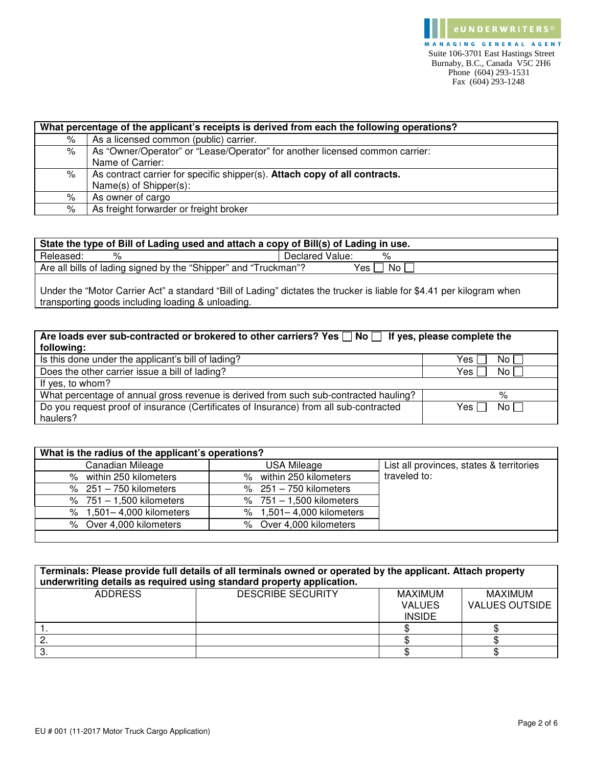eUNDERWRITERS©
MANAGING GENERAL AGENT
Suite 106-3701 East Hastings Street
Burnaby, B.C., Canada V5C 2H6
Phone (604) 293-1531
Fax (604) 293-1248

| **What percentage of the applicant's receipts is derived from each the following operations?** | |
|---|---|
| % | As a licensed common (public) carrier. |
| % | As "Owner/Operator" or "Lease/Operator" for another licensed common carrier:<br>Name of Carrier: |
| % | As contract carrier for specific shipper(s). **Attach copy of all contracts.**<br>Name(s) of Shipper(s): |
| % | As owner of cargo |
| % | As freight forwarder or freight broker |

| **State the type of Bill of Lading used and attach a copy of Bill(s) of Lading in use.** | |
|---|---|
| Released: % | Declared Value: % |
| Are all bills of lading signed by the "Shipper" and "Truckman"? | Yes ☐ No ☐ |
| Under the "Motor Carrier Act" a standard "Bill of Lading" dictates the trucker is liable for $4.41 per kilogram when transporting goods including loading & unloading. | |

| **Are loads ever sub-contracted or brokered to other carriers? Yes ☐ No ☐ If yes, please complete the following:** | |
|---|---|
| Is this done under the applicant's bill of lading? | Yes ☐ No ☐ |
| Does the other carrier issue a bill of lading? | Yes ☐ No ☐ |
| If yes, to whom? | |
| What percentage of annual gross revenue is derived from such sub-contracted hauling? | % |
| Do you request proof of insurance (Certificates of Insurance) from all sub-contracted haulers? | Yes ☐ No ☐ |

| **What is the radius of the applicant's operations?** | | |
|---|---|---|
| Canadian Mileage | USA Mileage | List all provinces, states & territories traveled to: |
| % within 250 kilometers | % within 250 kilometers | |
| % 251 – 750 kilometers | % 251 – 750 kilometers | |
| % 751 – 1,500 kilometers | % 751 – 1,500 kilometers | |
| % 1,501– 4,000 kilometers | % 1,501– 4,000 kilometers | |
| % Over 4,000 kilometers | % Over 4,000 kilometers | |

**Terminals: Please provide full details of all terminals owned or operated by the applicant. Attach property underwriting details as required using standard property application.**

| ADDRESS | DESCRIBE SECURITY | MAXIMUM VALUES INSIDE | MAXIMUM VALUES OUTSIDE |
|---|---|---|---|
| 1. | | $ | $ |
| 2. | | $ | $ |
| 3. | | $ | $ |

EU # 001 (11-2017 Motor Truck Cargo Application)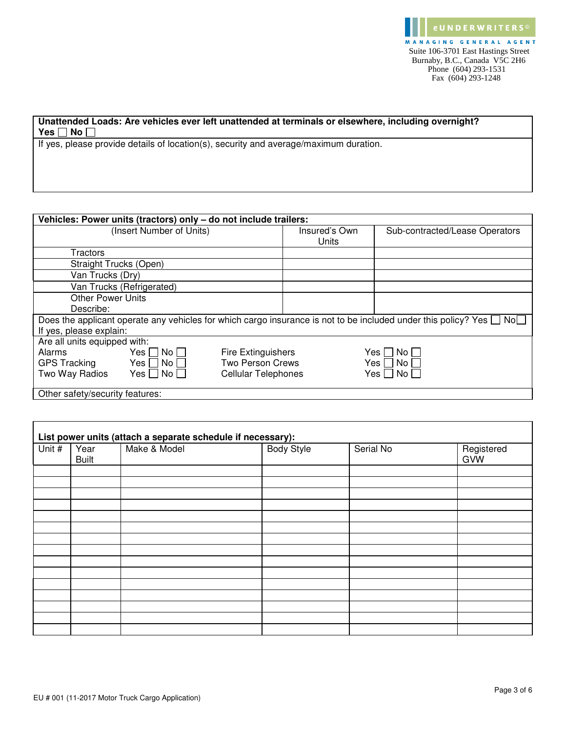eUNDERWRITERS©
MANAGING GENERAL AGENT
Suite 106-3701 East Hastings Street
Burnaby, B.C., Canada V5C 2H6
Phone (604) 293-1531
Fax (604) 293-1248

**Unattended Loads: Are vehicles ever left unattended at terminals or elsewhere, including overnight?**
**Yes ☐ No ☐**

If yes, please provide details of location(s), security and average/maximum duration.

**Vehicles: Power units (tractors) only – do not include trailers:**

| (Insert Number of Units) | Insured's Own Units | Sub-contracted/Lease Operators |
|---|---|---|
| Tractors | | |
| Straight Trucks (Open) | | |
| Van Trucks (Dry) | | |
| Van Trucks (Refrigerated) | | |
| Other Power Units<br>Describe: | | |

Does the applicant operate any vehicles for which cargo insurance is not to be included under this policy? Yes ☐ No ☐
If yes, please explain:

Are all units equipped with:

| | | | |
|---|---|---|---|
| Alarms | Yes ☐ No ☐ | Fire Extinguishers | Yes ☐ No ☐ |
| GPS Tracking | Yes ☐ No ☐ | Two Person Crews | Yes ☐ No ☐ |
| Two Way Radios | Yes ☐ No ☐ | Cellular Telephones | Yes ☐ No ☐ |

Other safety/security features:

**List power units (attach a separate schedule if necessary):**

| Unit # | Year Built | Make & Model | Body Style | Serial No | Registered GVW |
|---|---|---|---|---|---|
| | | | | | |
| | | | | | |
| | | | | | |
| | | | | | |
| | | | | | |
| | | | | | |
| | | | | | |
| | | | | | |
| | | | | | |
| | | | | | |
| | | | | | |
| | | | | | |
| | | | | | |
| | | | | | |
| | | | | | |

EU # 001 (11-2017 Motor Truck Cargo Application)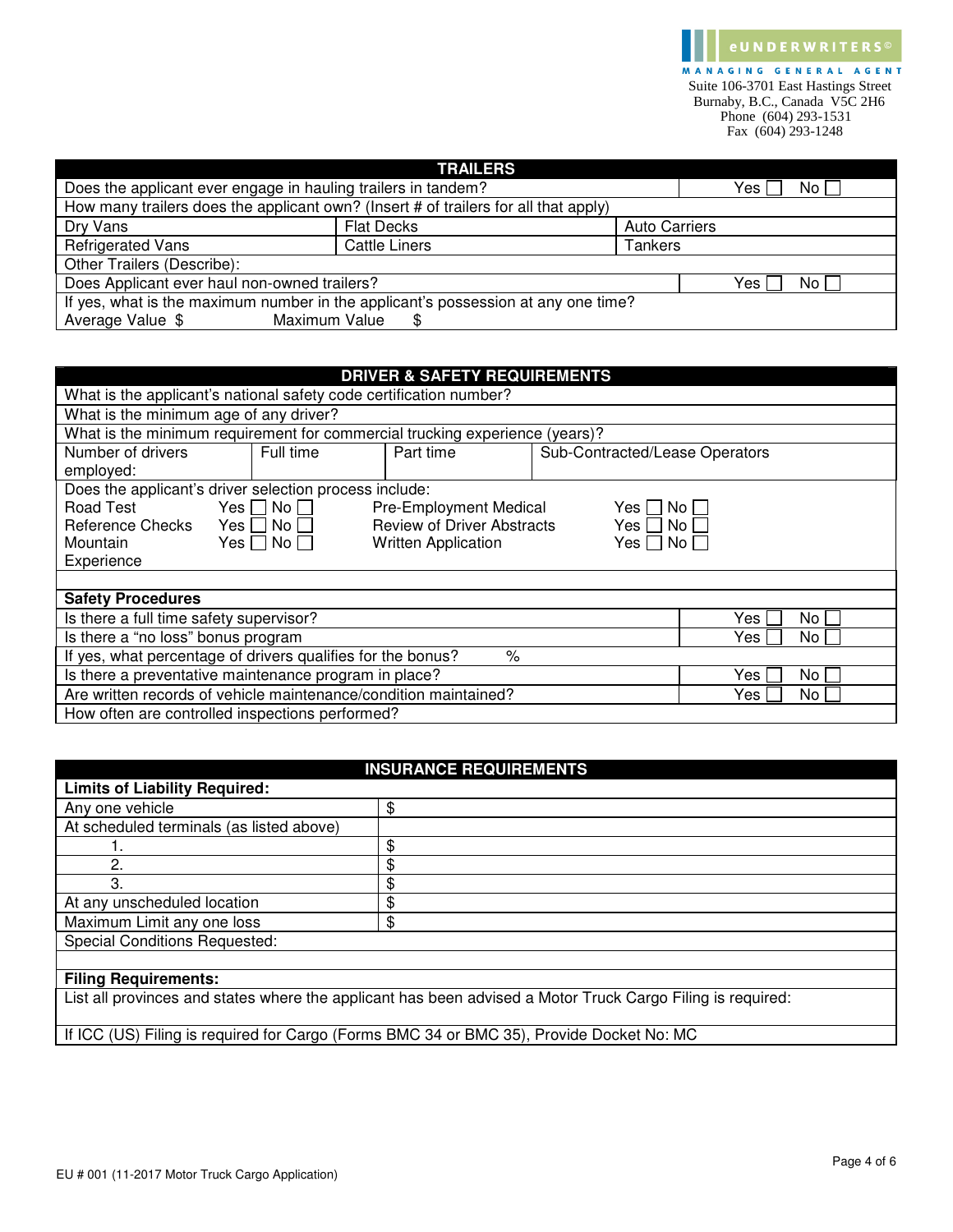eUNDERWRITERS©
MANAGING GENERAL AGENT
Suite 106-3701 East Hastings Street
Burnaby, B.C., Canada V5C 2H6
Phone (604) 293-1531
Fax (604) 293-1248

## TRAILERS

| | | |
|---|---|---|
| Does the applicant ever engage in hauling trailers in tandem? | | Yes ☐ No ☐ |
| How many trailers does the applicant own? (Insert # of trailers for all that apply) | | |
| Dry Vans | Flat Decks | Auto Carriers |
| Refrigerated Vans | Cattle Liners | Tankers |
| Other Trailers (Describe): | | |
| Does Applicant ever haul non-owned trailers? | | Yes ☐ No ☐ |
| If yes, what is the maximum number in the applicant's possession at any one time? Average Value $ Maximum Value $ | | |

## DRIVER & SAFETY REQUIREMENTS

| | | | |
|---|---|---|---|
| What is the applicant's national safety code certification number? | | | |
| What is the minimum age of any driver? | | | |
| What is the minimum requirement for commercial trucking experience (years)? | | | |
| Number of drivers employed: | Full time | Part time | Sub-Contracted/Lease Operators |

Does the applicant's driver selection process include:

| | | | |
|---|---|---|---|
| Road Test | Yes ☐ No ☐ | Pre-Employment Medical | Yes ☐ No ☐ |
| Reference Checks | Yes ☐ No ☐ | Review of Driver Abstracts | Yes ☐ No ☐ |
| Mountain Experience | Yes ☐ No ☐ | Written Application | Yes ☐ No ☐ |

**Safety Procedures**

| | |
|---|---|
| Is there a full time safety supervisor? | Yes ☐ No ☐ |
| Is there a "no loss" bonus program | Yes ☐ No ☐ |
| If yes, what percentage of drivers qualifies for the bonus? % | |
| Is there a preventative maintenance program in place? | Yes ☐ No ☐ |
| Are written records of vehicle maintenance/condition maintained? | Yes ☐ No ☐ |
| How often are controlled inspections performed? | |

## INSURANCE REQUIREMENTS

**Limits of Liability Required:**

| | |
|---|---|
| Any one vehicle | $ |
| At scheduled terminals (as listed above) | |
| 1. | $ |
| 2. | $ |
| 3. | $ |
| At any unscheduled location | $ |
| Maximum Limit any one loss | $ |
| Special Conditions Requested: | |

**Filing Requirements:**

List all provinces and states where the applicant has been advised a Motor Truck Cargo Filing is required:

If ICC (US) Filing is required for Cargo (Forms BMC 34 or BMC 35), Provide Docket No: MC

EU # 001 (11-2017 Motor Truck Cargo Application)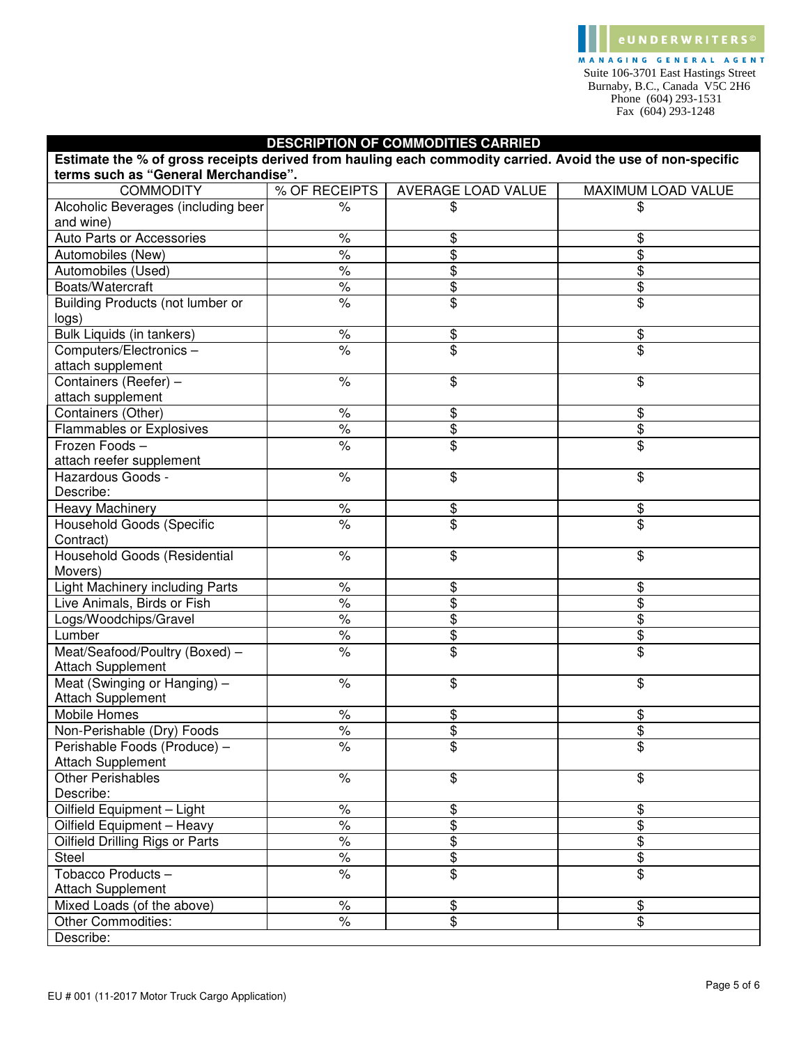eUNDERWRITERS©
MANAGING GENERAL AGENT
Suite 106-3701 East Hastings Street
Burnaby, B.C., Canada V5C 2H6
Phone (604) 293-1531
Fax (604) 293-1248

## DESCRIPTION OF COMMODITIES CARRIED

**Estimate the % of gross receipts derived from hauling each commodity carried. Avoid the use of non-specific terms such as "General Merchandise".**

| COMMODITY | % OF RECEIPTS | AVERAGE LOAD VALUE | MAXIMUM LOAD VALUE |
|---|---|---|---|
| Alcoholic Beverages (including beer and wine) | % | $ | $ |
| Auto Parts or Accessories | % | $ | $ |
| Automobiles (New) | % | $ | $ |
| Automobiles (Used) | % | $ | $ |
| Boats/Watercraft | % | $ | $ |
| Building Products (not lumber or logs) | % | $ | $ |
| Bulk Liquids (in tankers) | % | $ | $ |
| Computers/Electronics – attach supplement | % | $ | $ |
| Containers (Reefer) – attach supplement | % | $ | $ |
| Containers (Other) | % | $ | $ |
| Flammables or Explosives | % | $ | $ |
| Frozen Foods – attach reefer supplement | % | $ | $ |
| Hazardous Goods - Describe: | % | $ | $ |
| Heavy Machinery | % | $ | $ |
| Household Goods (Specific Contract) | % | $ | $ |
| Household Goods (Residential Movers) | % | $ | $ |
| Light Machinery including Parts | % | $ | $ |
| Live Animals, Birds or Fish | % | $ | $ |
| Logs/Woodchips/Gravel | % | $ | $ |
| Lumber | % | $ | $ |
| Meat/Seafood/Poultry (Boxed) – Attach Supplement | % | $ | $ |
| Meat (Swinging or Hanging) – Attach Supplement | % | $ | $ |
| Mobile Homes | % | $ | $ |
| Non-Perishable (Dry) Foods | % | $ | $ |
| Perishable Foods (Produce) – Attach Supplement | % | $ | $ |
| Other Perishables Describe: | % | $ | $ |
| Oilfield Equipment – Light | % | $ | $ |
| Oilfield Equipment – Heavy | % | $ | $ |
| Oilfield Drilling Rigs or Parts | % | $ | $ |
| Steel | % | $ | $ |
| Tobacco Products – Attach Supplement | % | $ | $ |
| Mixed Loads (of the above) | % | $ | $ |
| Other Commodities: | % | $ | $ |
| Describe: | | | |

EU # 001 (11-2017 Motor Truck Cargo Application)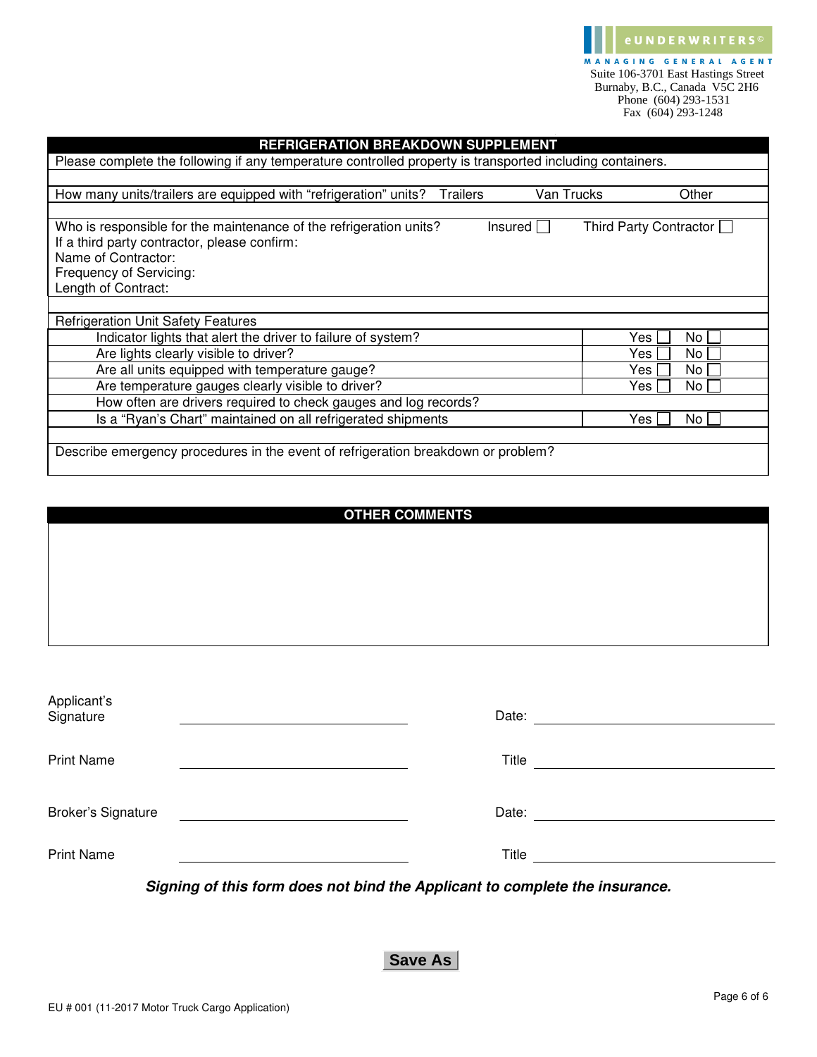eUNDERWRITERS©
MANAGING GENERAL AGENT
Suite 106-3701 East Hastings Street
Burnaby, B.C., Canada V5C 2H6
Phone (604) 293-1531
Fax (604) 293-1248

## REFRIGERATION BREAKDOWN SUPPLEMENT

Please complete the following if any temperature controlled property is transported including containers.

How many units/trailers are equipped with "refrigeration" units? Trailers Van Trucks Other

Who is responsible for the maintenance of the refrigeration units? Insured ☐ Third Party Contractor ☐
If a third party contractor, please confirm:
Name of Contractor:
Frequency of Servicing:
Length of Contract:

| Refrigeration Unit Safety Features | |
|---|---|
| Indicator lights that alert the driver to failure of system? | Yes ☐ No ☐ |
| Are lights clearly visible to driver? | Yes ☐ No ☐ |
| Are all units equipped with temperature gauge? | Yes ☐ No ☐ |
| Are temperature gauges clearly visible to driver? | Yes ☐ No ☐ |
| How often are drivers required to check gauges and log records? | |
| Is a "Ryan's Chart" maintained on all refrigerated shipments | Yes ☐ No ☐ |

Describe emergency procedures in the event of refrigeration breakdown or problem?

## OTHER COMMENTS

Applicant's Signature ____________________ Date: ____________________

Print Name ____________________ Title ____________________

Broker's Signature ____________________ Date: ____________________

Print Name ____________________ Title ____________________

***Signing of this form does not bind the Applicant to complete the insurance.***

Save As

EU # 001 (11-2017 Motor Truck Cargo Application)